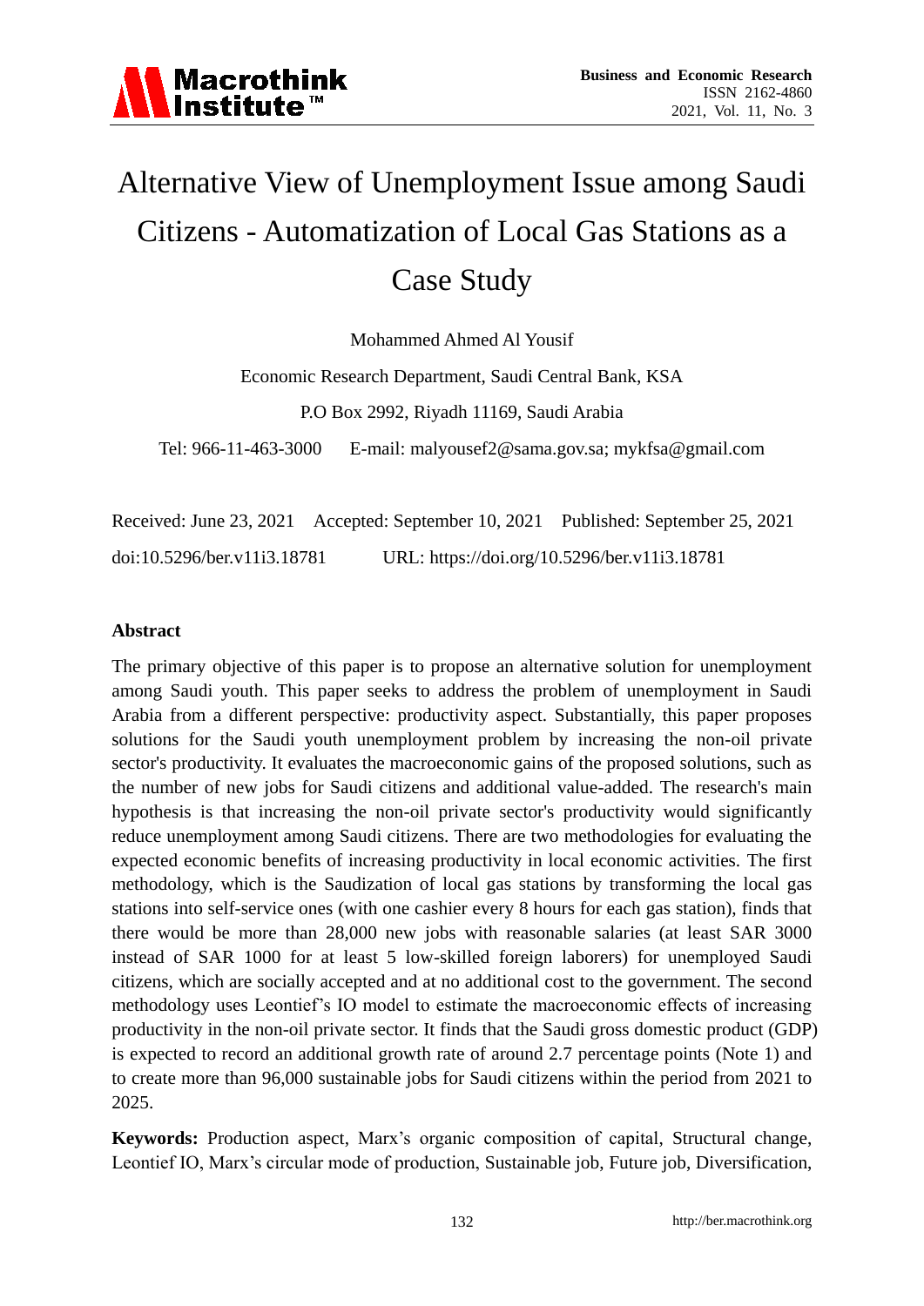# Alternative View of Unemployment Issue among Saudi Citizens - Automatization of Local Gas Stations as a Case Study

Mohammed Ahmed Al Yousif

Economic Research Department, Saudi Central Bank, KSA

P.O Box 2992, Riyadh 11169, Saudi Arabia

Tel: 966-11-463-3000 E-mail: malyousef2@sama.gov.sa; mykfsa@gmail.com

Received: June 23, 2021 Accepted: September 10, 2021 Published: September 25, 2021

doi:10.5296/ber.v11i3.18781 URL: https://doi.org/10.5296/ber.v11i3.18781

## Abstract

The primary objective of this paper is to propose an alternative solution for unemployment among Saudi youth. This paper seeks to address the problem of unemployment in Saudi Arabia from a different perspective: productivity aspect. Substantially, this paper proposes solutions for the Saudi youth unemployment problem by increasing the non-oil private sector's productivity. It evaluates the macroeconomic gains of the proposed solutions, such as the number of new jobs for Saudi citizens and additional value-added. The research's main hypothesis is that increasing the non-oil private sector's productivity would significantly reduce unemployment among Saudi citizens. There are two methodologies for evaluating the expected economic benefits of increasing productivity in local economic activities. The first methodology, which is the Saudization of local gas stations by transforming the local gas stations into self-service ones (with one cashier every 8 hours for each gas station), finds that there would be more than 28,000 new jobs with reasonable salaries (at least SAR 3000 instead of SAR 1000 for at least 5 low-skilled foreign laborers) for unemployed Saudi citizens, which are socially accepted and at no additional cost to the government. The second methodology uses Leontief's IO model to estimate the macroeconomic effects of increasing productivity in the non-oil private sector. It finds that the Saudi gross domestic product (GDP) is expected to record an additional growth rate of around 2.7 percentage points (Note 1) and to create more than 96,000 sustainable jobs for Saudi citizens within the period from 2021 to 2025.

**Keywords:** Production aspect, Marx's organic composition of capital, Structural change, Leontief IO, Marx's circular mode of production, Sustainable job, Future job, Diversification,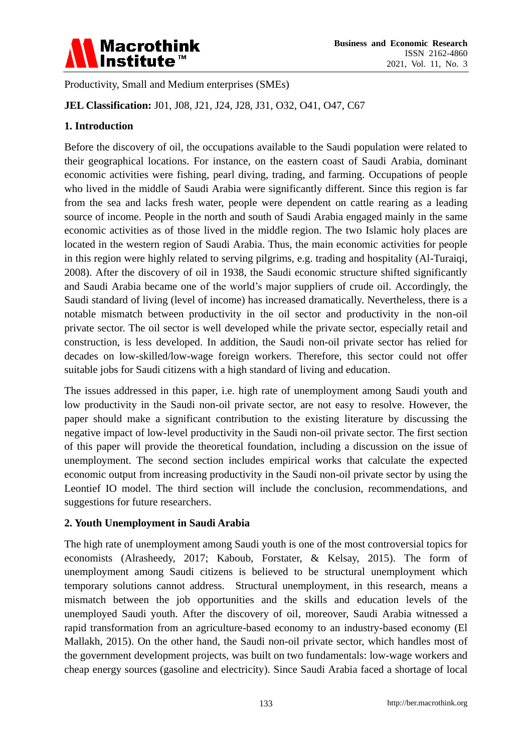Productivity, Small and Medium enterprises (SMEs)

**JEL Classification:** J01, J08, J21, J24, J28, J31, O32, O41, O47, C67

## 1. Introduction

Before the discovery of oil, the occupations available to the Saudi population were related to their geographical locations. For instance, on the eastern coast of Saudi Arabia, dominant economic activities were fishing, pearl diving, trading, and farming. Occupations of people who lived in the middle of Saudi Arabia were significantly different. Since this region is far from the sea and lacks fresh water, people were dependent on cattle rearing as a leading source of income. People in the north and south of Saudi Arabia engaged mainly in the same economic activities as of those lived in the middle region. The two Islamic holy places are located in the western region of Saudi Arabia. Thus, the main economic activities for people in this region were highly related to serving pilgrims, e.g. trading and hospitality (Al-Turaiqi, 2008). After the discovery of oil in 1938, the Saudi economic structure shifted significantly and Saudi Arabia became one of the world's major suppliers of crude oil. Accordingly, the Saudi standard of living (level of income) has increased dramatically. Nevertheless, there is a notable mismatch between productivity in the oil sector and productivity in the non-oil private sector. The oil sector is well developed while the private sector, especially retail and construction, is less developed. In addition, the Saudi non-oil private sector has relied for decades on low-skilled/low-wage foreign workers. Therefore, this sector could not offer suitable jobs for Saudi citizens with a high standard of living and education.

The issues addressed in this paper, i.e. high rate of unemployment among Saudi youth and low productivity in the Saudi non-oil private sector, are not easy to resolve. However, the paper should make a significant contribution to the existing literature by discussing the negative impact of low-level productivity in the Saudi non-oil private sector. The first section of this paper will provide the theoretical foundation, including a discussion on the issue of unemployment. The second section includes empirical works that calculate the expected economic output from increasing productivity in the Saudi non-oil private sector by using the Leontief IO model. The third section will include the conclusion, recommendations, and suggestions for future researchers.

## 2. Youth Unemployment in Saudi Arabia

The high rate of unemployment among Saudi youth is one of the most controversial topics for economists (Alrasheedy, 2017; Kaboub, Forstater, & Kelsay, 2015). The form of unemployment among Saudi citizens is believed to be structural unemployment which temporary solutions cannot address. Structural unemployment, in this research, means a mismatch between the job opportunities and the skills and education levels of the unemployed Saudi youth. After the discovery of oil, moreover, Saudi Arabia witnessed a rapid transformation from an agriculture-based economy to an industry-based economy (El Mallakh, 2015). On the other hand, the Saudi non-oil private sector, which handles most of the government development projects, was built on two fundamentals: low-wage workers and cheap energy sources (gasoline and electricity). Since Saudi Arabia faced a shortage of local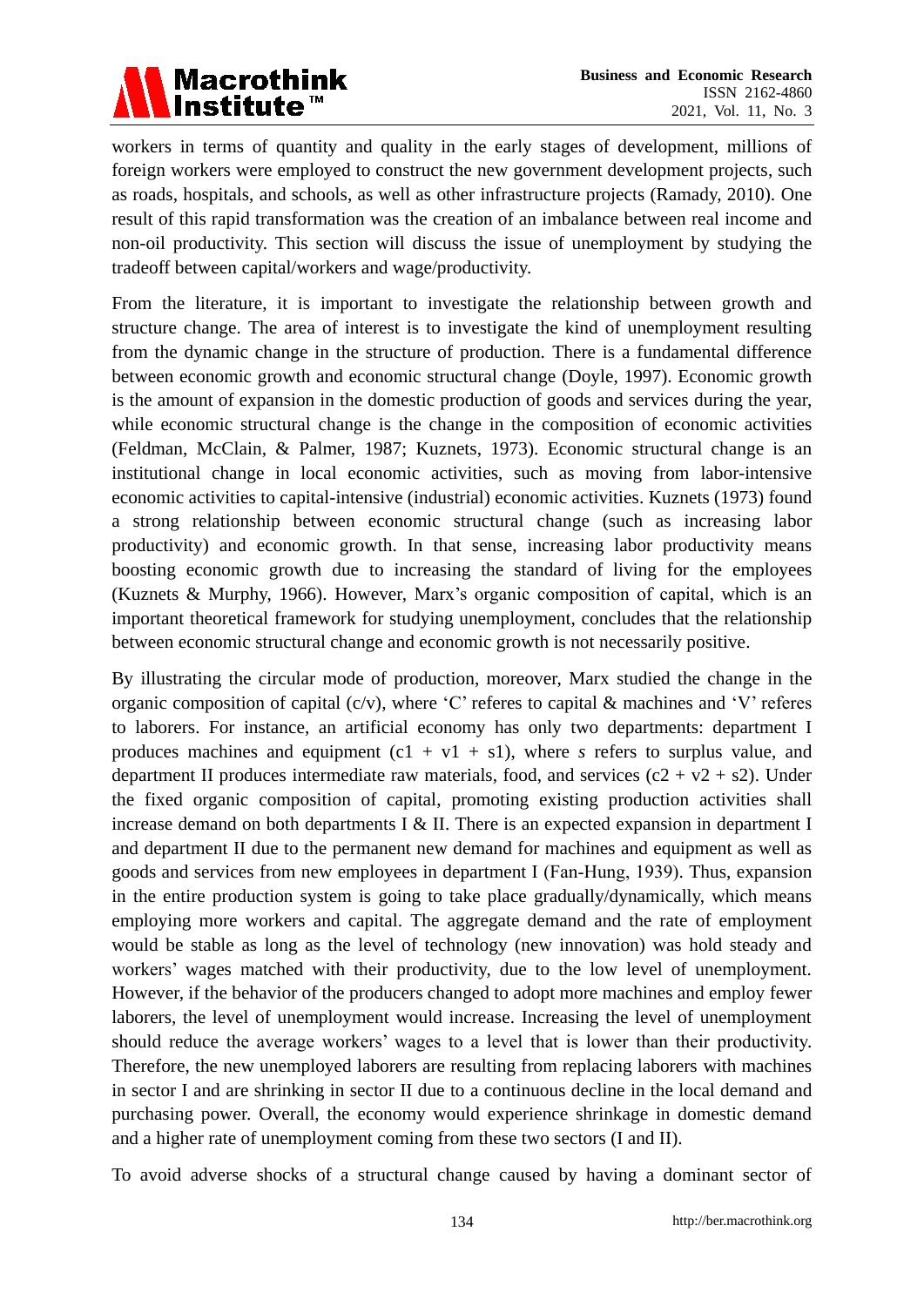workers in terms of quantity and quality in the early stages of development, millions of foreign workers were employed to construct the new government development projects, such as roads, hospitals, and schools, as well as other infrastructure projects (Ramady, 2010). One result of this rapid transformation was the creation of an imbalance between real income and non-oil productivity. This section will discuss the issue of unemployment by studying the tradeoff between capital/workers and wage/productivity.

From the literature, it is important to investigate the relationship between growth and structure change. The area of interest is to investigate the kind of unemployment resulting from the dynamic change in the structure of production. There is a fundamental difference between economic growth and economic structural change (Doyle, 1997). Economic growth is the amount of expansion in the domestic production of goods and services during the year, while economic structural change is the change in the composition of economic activities (Feldman, McClain, & Palmer, 1987; Kuznets, 1973). Economic structural change is an institutional change in local economic activities, such as moving from labor-intensive economic activities to capital-intensive (industrial) economic activities. Kuznets (1973) found a strong relationship between economic structural change (such as increasing labor productivity) and economic growth. In that sense, increasing labor productivity means boosting economic growth due to increasing the standard of living for the employees (Kuznets & Murphy, 1966). However, Marx's organic composition of capital, which is an important theoretical framework for studying unemployment, concludes that the relationship between economic structural change and economic growth is not necessarily positive.

By illustrating the circular mode of production, moreover, Marx studied the change in the organic composition of capital (c/v), where 'C' referes to capital & machines and 'V' referes to laborers. For instance, an artificial economy has only two departments: department I produces machines and equipment ($c1 + v1 + s1$), where *s* refers to surplus value, and department II produces intermediate raw materials, food, and services ($c2 + v2 + s2$). Under the fixed organic composition of capital, promoting existing production activities shall increase demand on both departments I & II. There is an expected expansion in department I and department II due to the permanent new demand for machines and equipment as well as goods and services from new employees in department I (Fan-Hung, 1939). Thus, expansion in the entire production system is going to take place gradually/dynamically, which means employing more workers and capital. The aggregate demand and the rate of employment would be stable as long as the level of technology (new innovation) was hold steady and workers' wages matched with their productivity, due to the low level of unemployment. However, if the behavior of the producers changed to adopt more machines and employ fewer laborers, the level of unemployment would increase. Increasing the level of unemployment should reduce the average workers' wages to a level that is lower than their productivity. Therefore, the new unemployed laborers are resulting from replacing laborers with machines in sector I and are shrinking in sector II due to a continuous decline in the local demand and purchasing power. Overall, the economy would experience shrinkage in domestic demand and a higher rate of unemployment coming from these two sectors (I and II).

To avoid adverse shocks of a structural change caused by having a dominant sector of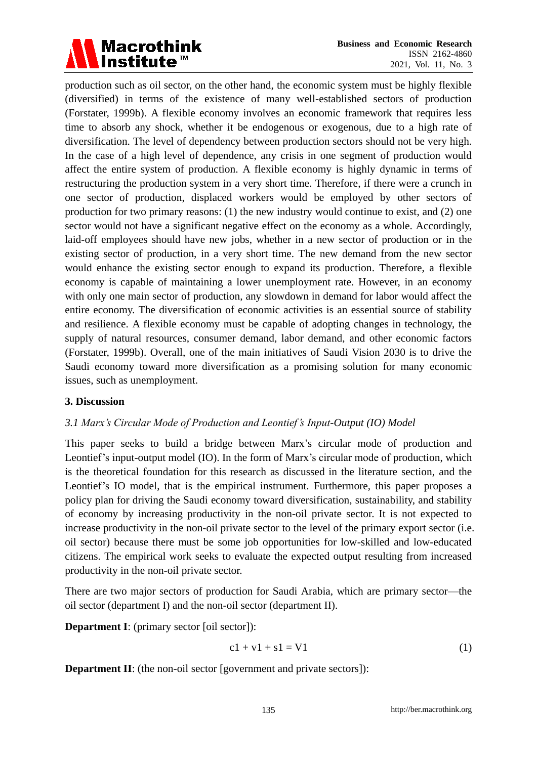production such as oil sector, on the other hand, the economic system must be highly flexible (diversified) in terms of the existence of many well-established sectors of production (Forstater, 1999b). A flexible economy involves an economic framework that requires less time to absorb any shock, whether it be endogenous or exogenous, due to a high rate of diversification. The level of dependency between production sectors should not be very high. In the case of a high level of dependence, any crisis in one segment of production would affect the entire system of production. A flexible economy is highly dynamic in terms of restructuring the production system in a very short time. Therefore, if there were a crunch in one sector of production, displaced workers would be employed by other sectors of production for two primary reasons: (1) the new industry would continue to exist, and (2) one sector would not have a significant negative effect on the economy as a whole. Accordingly, laid-off employees should have new jobs, whether in a new sector of production or in the existing sector of production, in a very short time. The new demand from the new sector would enhance the existing sector enough to expand its production. Therefore, a flexible economy is capable of maintaining a lower unemployment rate. However, in an economy with only one main sector of production, any slowdown in demand for labor would affect the entire economy. The diversification of economic activities is an essential source of stability and resilience. A flexible economy must be capable of adopting changes in technology, the supply of natural resources, consumer demand, labor demand, and other economic factors (Forstater, 1999b). Overall, one of the main initiatives of Saudi Vision 2030 is to drive the Saudi economy toward more diversification as a promising solution for many economic issues, such as unemployment.

## 3. Discussion

### *3.1 Marx's Circular Mode of Production and Leontief's Input-Output (IO) Model*

This paper seeks to build a bridge between Marx's circular mode of production and Leontief's input-output model (IO). In the form of Marx's circular mode of production, which is the theoretical foundation for this research as discussed in the literature section, and the Leontief's IO model, that is the empirical instrument. Furthermore, this paper proposes a policy plan for driving the Saudi economy toward diversification, sustainability, and stability of economy by increasing productivity in the non-oil private sector. It is not expected to increase productivity in the non-oil private sector to the level of the primary export sector (i.e. oil sector) because there must be some job opportunities for low-skilled and low-educated citizens. The empirical work seeks to evaluate the expected output resulting from increased productivity in the non-oil private sector.

There are two major sectors of production for Saudi Arabia, which are primary sector—the oil sector (department I) and the non-oil sector (department II).

**Department I**: (primary sector [oil sector]):

$$c1 + v1 + s1 = V1 \tag{1}$$

**Department II**: (the non-oil sector [government and private sectors]):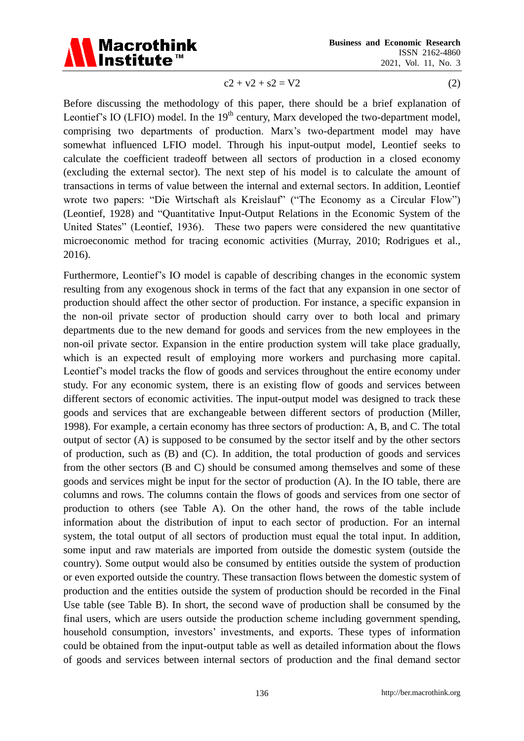$$c2 + v2 + s2 = V2 \tag{2}$$

Before discussing the methodology of this paper, there should be a brief explanation of Leontief's IO (LFIO) model. In the 19th century, Marx developed the two-department model, comprising two departments of production. Marx's two-department model may have somewhat influenced LFIO model. Through his input-output model, Leontief seeks to calculate the coefficient tradeoff between all sectors of production in a closed economy (excluding the external sector). The next step of his model is to calculate the amount of transactions in terms of value between the internal and external sectors. In addition, Leontief wrote two papers: "Die Wirtschaft als Kreislauf" ("The Economy as a Circular Flow") (Leontief, 1928) and "Quantitative Input-Output Relations in the Economic System of the United States" (Leontief, 1936). These two papers were considered the new quantitative microeconomic method for tracing economic activities (Murray, 2010; Rodrigues et al., 2016).

Furthermore, Leontief's IO model is capable of describing changes in the economic system resulting from any exogenous shock in terms of the fact that any expansion in one sector of production should affect the other sector of production. For instance, a specific expansion in the non-oil private sector of production should carry over to both local and primary departments due to the new demand for goods and services from the new employees in the non-oil private sector. Expansion in the entire production system will take place gradually, which is an expected result of employing more workers and purchasing more capital. Leontief's model tracks the flow of goods and services throughout the entire economy under study. For any economic system, there is an existing flow of goods and services between different sectors of economic activities. The input-output model was designed to track these goods and services that are exchangeable between different sectors of production (Miller, 1998). For example, a certain economy has three sectors of production: A, B, and C. The total output of sector (A) is supposed to be consumed by the sector itself and by the other sectors of production, such as (B) and (C). In addition, the total production of goods and services from the other sectors (B and C) should be consumed among themselves and some of these goods and services might be input for the sector of production (A). In the IO table, there are columns and rows. The columns contain the flows of goods and services from one sector of production to others (see Table A). On the other hand, the rows of the table include information about the distribution of input to each sector of production. For an internal system, the total output of all sectors of production must equal the total input. In addition, some input and raw materials are imported from outside the domestic system (outside the country). Some output would also be consumed by entities outside the system of production or even exported outside the country. These transaction flows between the domestic system of production and the entities outside the system of production should be recorded in the Final Use table (see Table B). In short, the second wave of production shall be consumed by the final users, which are users outside the production scheme including government spending, household consumption, investors' investments, and exports. These types of information could be obtained from the input-output table as well as detailed information about the flows of goods and services between internal sectors of production and the final demand sector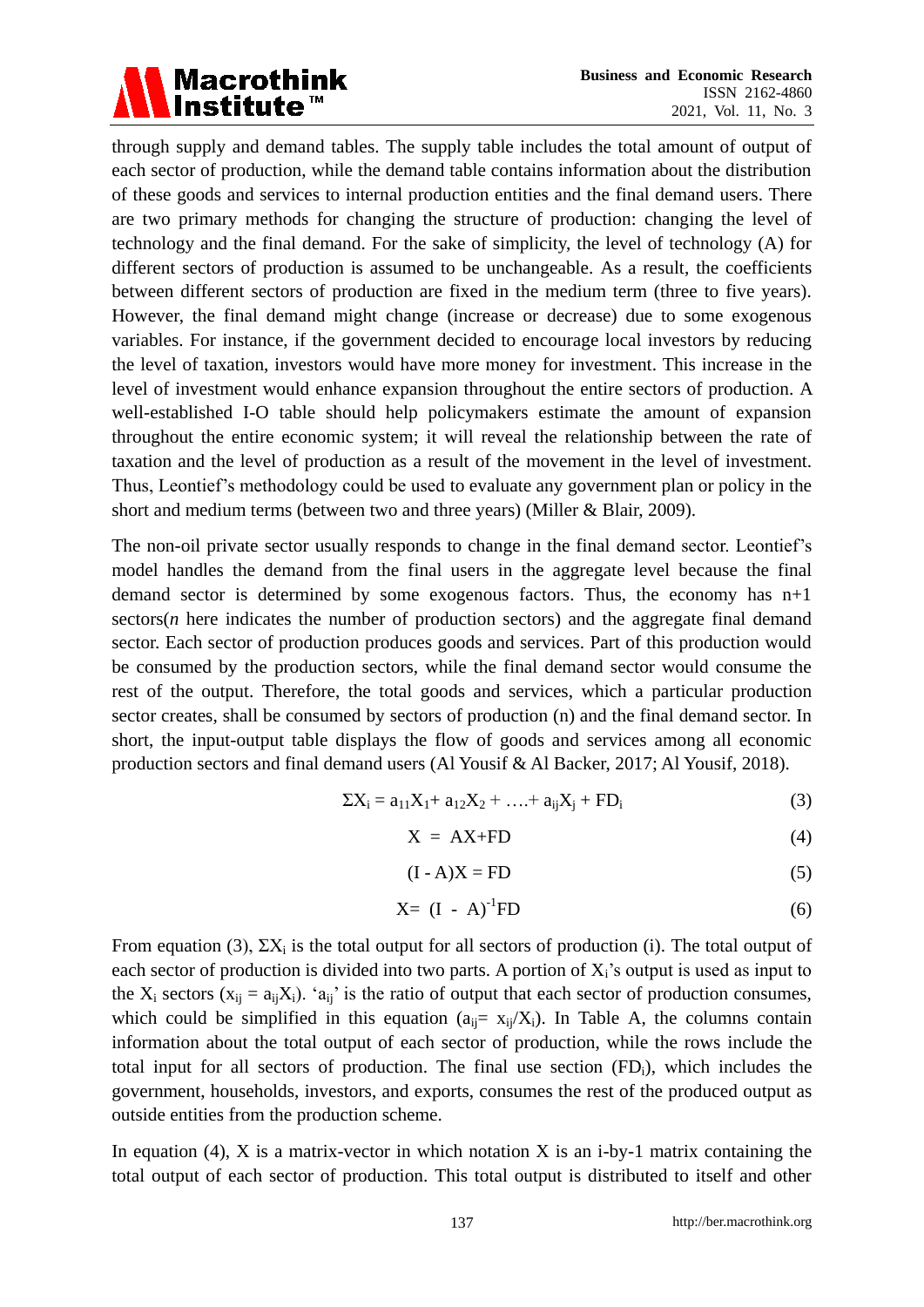through supply and demand tables. The supply table includes the total amount of output of each sector of production, while the demand table contains information about the distribution of these goods and services to internal production entities and the final demand users. There are two primary methods for changing the structure of production: changing the level of technology and the final demand. For the sake of simplicity, the level of technology (A) for different sectors of production is assumed to be unchangeable. As a result, the coefficients between different sectors of production are fixed in the medium term (three to five years). However, the final demand might change (increase or decrease) due to some exogenous variables. For instance, if the government decided to encourage local investors by reducing the level of taxation, investors would have more money for investment. This increase in the level of investment would enhance expansion throughout the entire sectors of production. A well-established I-O table should help policymakers estimate the amount of expansion throughout the entire economic system; it will reveal the relationship between the rate of taxation and the level of production as a result of the movement in the level of investment. Thus, Leontief's methodology could be used to evaluate any government plan or policy in the short and medium terms (between two and three years) (Miller & Blair, 2009).

The non-oil private sector usually responds to change in the final demand sector. Leontief's model handles the demand from the final users in the aggregate level because the final demand sector is determined by some exogenous factors. Thus, the economy has n+1 sectors(*n* here indicates the number of production sectors) and the aggregate final demand sector. Each sector of production produces goods and services. Part of this production would be consumed by the production sectors, while the final demand sector would consume the rest of the output. Therefore, the total goods and services, which a particular production sector creates, shall be consumed by sectors of production (n) and the final demand sector. In short, the input-output table displays the flow of goods and services among all economic production sectors and final demand users (Al Yousif & Al Backer, 2017; Al Yousif, 2018).

$$\Sigma X_i = a_{11}X_1 + a_{12}X_2 + \ldots + a_{ij}X_j + FD_i \tag{3}$$

$$X = AX + FD \tag{4}$$

$$(I - A)X = FD \tag{5}$$

$$X = (I - A)^{-1}FD \tag{6}$$

From equation (3), $\Sigma X_i$ is the total output for all sectors of production (i). The total output of each sector of production is divided into two parts. A portion of $X_i$'s output is used as input to the $X_i$ sectors ($x_{ij} = a_{ij}X_i$). '$a_{ij}$' is the ratio of output that each sector of production consumes, which could be simplified in this equation ($a_{ij} = x_{ij}/X_i$). In Table A, the columns contain information about the total output of each sector of production, while the rows include the total input for all sectors of production. The final use section ($FD_i$), which includes the government, households, investors, and exports, consumes the rest of the produced output as outside entities from the production scheme.

In equation (4), X is a matrix-vector in which notation X is an i-by-1 matrix containing the total output of each sector of production. This total output is distributed to itself and other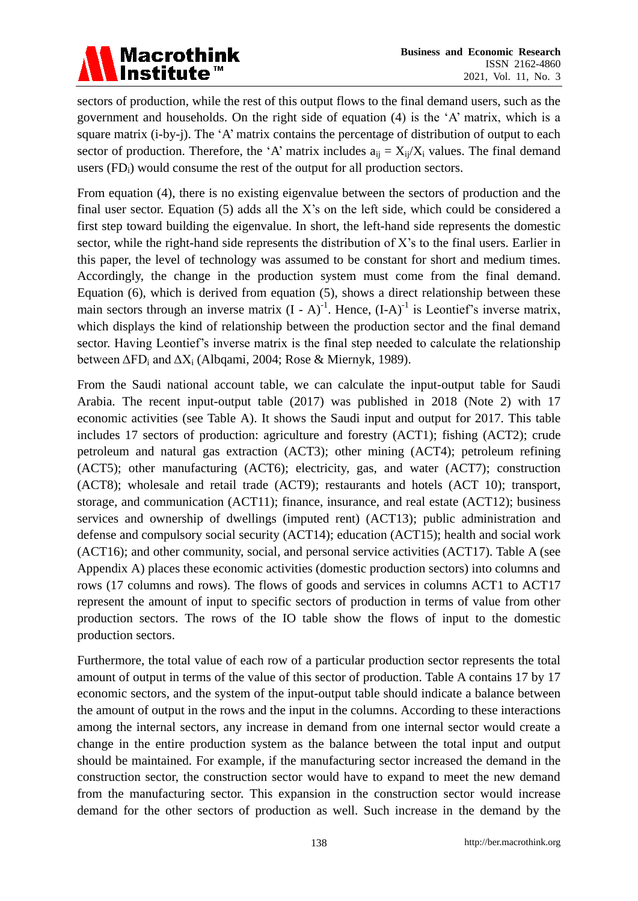sectors of production, while the rest of this output flows to the final demand users, such as the government and households. On the right side of equation (4) is the 'A' matrix, which is a square matrix (i-by-j). The 'A' matrix contains the percentage of distribution of output to each sector of production. Therefore, the 'A' matrix includes $a_{ij} = X_{ij}/X_i$ values. The final demand users ($FD_i$) would consume the rest of the output for all production sectors.

From equation (4), there is no existing eigenvalue between the sectors of production and the final user sector. Equation (5) adds all the X's on the left side, which could be considered a first step toward building the eigenvalue. In short, the left-hand side represents the domestic sector, while the right-hand side represents the distribution of X's to the final users. Earlier in this paper, the level of technology was assumed to be constant for short and medium times. Accordingly, the change in the production system must come from the final demand. Equation (6), which is derived from equation (5), shows a direct relationship between these main sectors through an inverse matrix $(I - A)^{-1}$. Hence, $(I-A)^{-1}$ is Leontief's inverse matrix, which displays the kind of relationship between the production sector and the final demand sector. Having Leontief's inverse matrix is the final step needed to calculate the relationship between $\Delta FD_i$ and $\Delta X_i$ (Albqami, 2004; Rose & Miernyk, 1989).

From the Saudi national account table, we can calculate the input-output table for Saudi Arabia. The recent input-output table (2017) was published in 2018 (Note 2) with 17 economic activities (see Table A). It shows the Saudi input and output for 2017. This table includes 17 sectors of production: agriculture and forestry (ACT1); fishing (ACT2); crude petroleum and natural gas extraction (ACT3); other mining (ACT4); petroleum refining (ACT5); other manufacturing (ACT6); electricity, gas, and water (ACT7); construction (ACT8); wholesale and retail trade (ACT9); restaurants and hotels (ACT 10); transport, storage, and communication (ACT11); finance, insurance, and real estate (ACT12); business services and ownership of dwellings (imputed rent) (ACT13); public administration and defense and compulsory social security (ACT14); education (ACT15); health and social work (ACT16); and other community, social, and personal service activities (ACT17). Table A (see Appendix A) places these economic activities (domestic production sectors) into columns and rows (17 columns and rows). The flows of goods and services in columns ACT1 to ACT17 represent the amount of input to specific sectors of production in terms of value from other production sectors. The rows of the IO table show the flows of input to the domestic production sectors.

Furthermore, the total value of each row of a particular production sector represents the total amount of output in terms of the value of this sector of production. Table A contains 17 by 17 economic sectors, and the system of the input-output table should indicate a balance between the amount of output in the rows and the input in the columns. According to these interactions among the internal sectors, any increase in demand from one internal sector would create a change in the entire production system as the balance between the total input and output should be maintained. For example, if the manufacturing sector increased the demand in the construction sector, the construction sector would have to expand to meet the new demand from the manufacturing sector. This expansion in the construction sector would increase demand for the other sectors of production as well. Such increase in the demand by the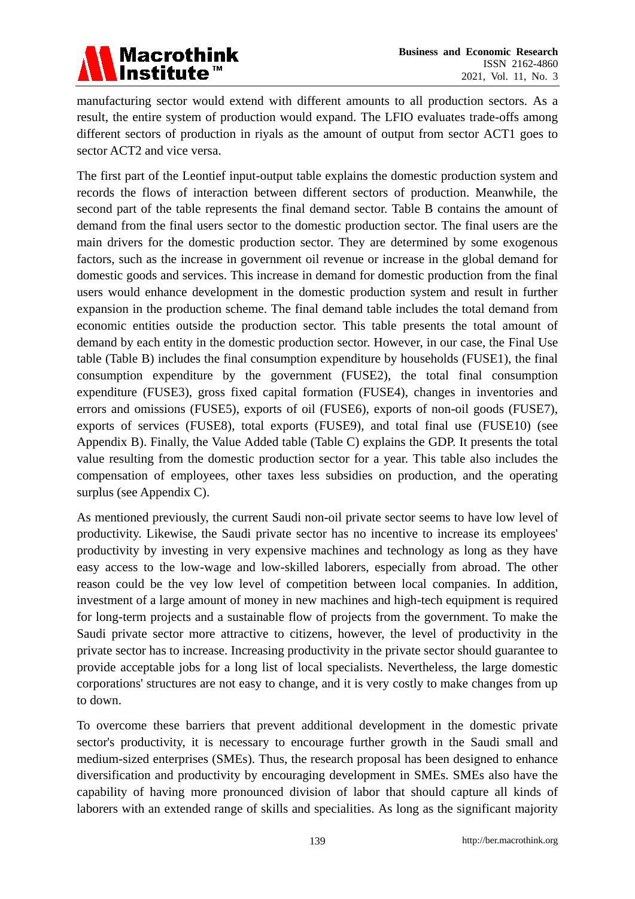manufacturing sector would extend with different amounts to all production sectors. As a result, the entire system of production would expand. The LFIO evaluates trade-offs among different sectors of production in riyals as the amount of output from sector ACT1 goes to sector ACT2 and vice versa.

The first part of the Leontief input-output table explains the domestic production system and records the flows of interaction between different sectors of production. Meanwhile, the second part of the table represents the final demand sector. Table B contains the amount of demand from the final users sector to the domestic production sector. The final users are the main drivers for the domestic production sector. They are determined by some exogenous factors, such as the increase in government oil revenue or increase in the global demand for domestic goods and services. This increase in demand for domestic production from the final users would enhance development in the domestic production system and result in further expansion in the production scheme. The final demand table includes the total demand from economic entities outside the production sector. This table presents the total amount of demand by each entity in the domestic production sector. However, in our case, the Final Use table (Table B) includes the final consumption expenditure by households (FUSE1), the final consumption expenditure by the government (FUSE2), the total final consumption expenditure (FUSE3), gross fixed capital formation (FUSE4), changes in inventories and errors and omissions (FUSE5), exports of oil (FUSE6), exports of non-oil goods (FUSE7), exports of services (FUSE8), total exports (FUSE9), and total final use (FUSE10) (see Appendix B). Finally, the Value Added table (Table C) explains the GDP. It presents the total value resulting from the domestic production sector for a year. This table also includes the compensation of employees, other taxes less subsidies on production, and the operating surplus (see Appendix C).

As mentioned previously, the current Saudi non-oil private sector seems to have low level of productivity. Likewise, the Saudi private sector has no incentive to increase its employees' productivity by investing in very expensive machines and technology as long as they have easy access to the low-wage and low-skilled laborers, especially from abroad. The other reason could be the vey low level of competition between local companies. In addition, investment of a large amount of money in new machines and high-tech equipment is required for long-term projects and a sustainable flow of projects from the government. To make the Saudi private sector more attractive to citizens, however, the level of productivity in the private sector has to increase. Increasing productivity in the private sector should guarantee to provide acceptable jobs for a long list of local specialists. Nevertheless, the large domestic corporations' structures are not easy to change, and it is very costly to make changes from up to down.

To overcome these barriers that prevent additional development in the domestic private sector's productivity, it is necessary to encourage further growth in the Saudi small and medium-sized enterprises (SMEs). Thus, the research proposal has been designed to enhance diversification and productivity by encouraging development in SMEs. SMEs also have the capability of having more pronounced division of labor that should capture all kinds of laborers with an extended range of skills and specialities. As long as the significant majority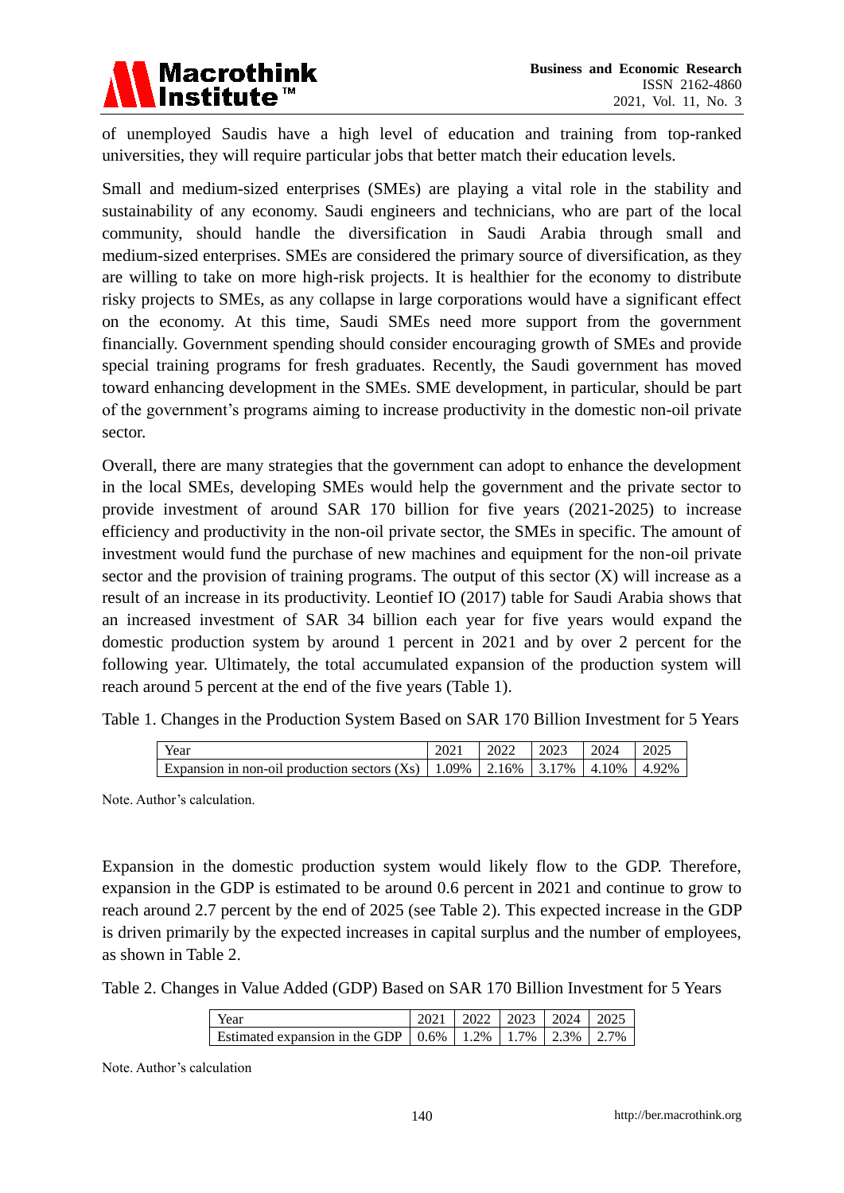of unemployed Saudis have a high level of education and training from top-ranked universities, they will require particular jobs that better match their education levels.

Small and medium-sized enterprises (SMEs) are playing a vital role in the stability and sustainability of any economy. Saudi engineers and technicians, who are part of the local community, should handle the diversification in Saudi Arabia through small and medium-sized enterprises. SMEs are considered the primary source of diversification, as they are willing to take on more high-risk projects. It is healthier for the economy to distribute risky projects to SMEs, as any collapse in large corporations would have a significant effect on the economy. At this time, Saudi SMEs need more support from the government financially. Government spending should consider encouraging growth of SMEs and provide special training programs for fresh graduates. Recently, the Saudi government has moved toward enhancing development in the SMEs. SME development, in particular, should be part of the government's programs aiming to increase productivity in the domestic non-oil private sector.

Overall, there are many strategies that the government can adopt to enhance the development in the local SMEs, developing SMEs would help the government and the private sector to provide investment of around SAR 170 billion for five years (2021-2025) to increase efficiency and productivity in the non-oil private sector, the SMEs in specific. The amount of investment would fund the purchase of new machines and equipment for the non-oil private sector and the provision of training programs. The output of this sector (X) will increase as a result of an increase in its productivity. Leontief IO (2017) table for Saudi Arabia shows that an increased investment of SAR 34 billion each year for five years would expand the domestic production system by around 1 percent in 2021 and by over 2 percent for the following year. Ultimately, the total accumulated expansion of the production system will reach around 5 percent at the end of the five years (Table 1).

Table 1. Changes in the Production System Based on SAR 170 Billion Investment for 5 Years

| Year | 2021 | 2022 | 2023 | 2024 | 2025 |
|---|---|---|---|---|---|
| Expansion in non-oil production sectors (Xs) | 1.09% | 2.16% | 3.17% | 4.10% | 4.92% |

Note. Author's calculation.

Expansion in the domestic production system would likely flow to the GDP. Therefore, expansion in the GDP is estimated to be around 0.6 percent in 2021 and continue to grow to reach around 2.7 percent by the end of 2025 (see Table 2). This expected increase in the GDP is driven primarily by the expected increases in capital surplus and the number of employees, as shown in Table 2.

Table 2. Changes in Value Added (GDP) Based on SAR 170 Billion Investment for 5 Years

| Year | 2021 | 2022 | 2023 | 2024 | 2025 |
|---|---|---|---|---|---|
| Estimated expansion in the GDP | 0.6% | 1.2% | 1.7% | 2.3% | 2.7% |

Note. Author's calculation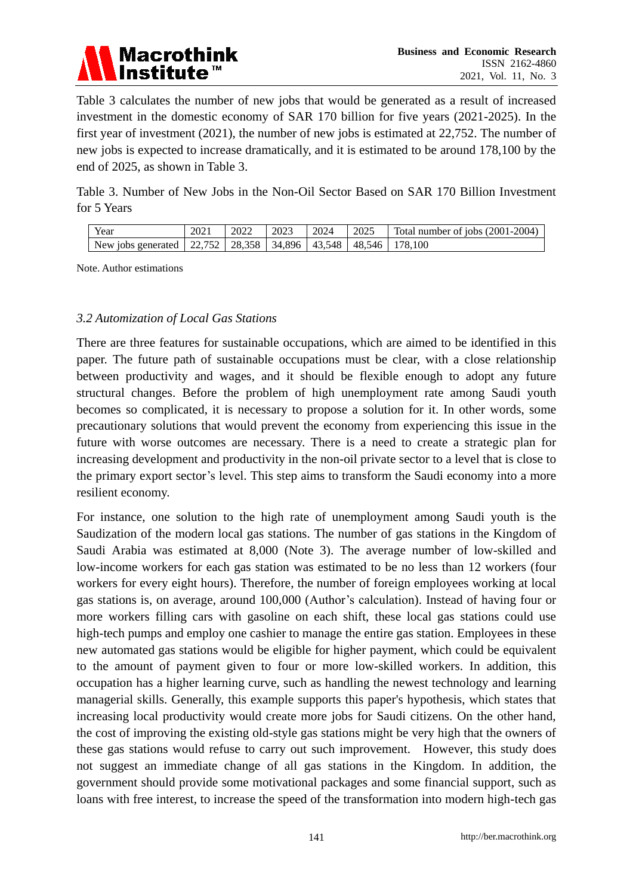Table 3 calculates the number of new jobs that would be generated as a result of increased investment in the domestic economy of SAR 170 billion for five years (2021-2025). In the first year of investment (2021), the number of new jobs is estimated at 22,752. The number of new jobs is expected to increase dramatically, and it is estimated to be around 178,100 by the end of 2025, as shown in Table 3.

Table 3. Number of New Jobs in the Non-Oil Sector Based on SAR 170 Billion Investment for 5 Years

| Year | 2021 | 2022 | 2023 | 2024 | 2025 | Total number of jobs (2001-2004) |
|---|---|---|---|---|---|---|
| New jobs generated | 22,752 | 28,358 | 34,896 | 43,548 | 48,546 | 178,100 |

Note. Author estimations

### *3.2 Automization of Local Gas Stations*

There are three features for sustainable occupations, which are aimed to be identified in this paper. The future path of sustainable occupations must be clear, with a close relationship between productivity and wages, and it should be flexible enough to adopt any future structural changes. Before the problem of high unemployment rate among Saudi youth becomes so complicated, it is necessary to propose a solution for it. In other words, some precautionary solutions that would prevent the economy from experiencing this issue in the future with worse outcomes are necessary. There is a need to create a strategic plan for increasing development and productivity in the non-oil private sector to a level that is close to the primary export sector's level. This step aims to transform the Saudi economy into a more resilient economy.

For instance, one solution to the high rate of unemployment among Saudi youth is the Saudization of the modern local gas stations. The number of gas stations in the Kingdom of Saudi Arabia was estimated at 8,000 (Note 3). The average number of low-skilled and low-income workers for each gas station was estimated to be no less than 12 workers (four workers for every eight hours). Therefore, the number of foreign employees working at local gas stations is, on average, around 100,000 (Author's calculation). Instead of having four or more workers filling cars with gasoline on each shift, these local gas stations could use high-tech pumps and employ one cashier to manage the entire gas station. Employees in these new automated gas stations would be eligible for higher payment, which could be equivalent to the amount of payment given to four or more low-skilled workers. In addition, this occupation has a higher learning curve, such as handling the newest technology and learning managerial skills. Generally, this example supports this paper's hypothesis, which states that increasing local productivity would create more jobs for Saudi citizens. On the other hand, the cost of improving the existing old-style gas stations might be very high that the owners of these gas stations would refuse to carry out such improvement. However, this study does not suggest an immediate change of all gas stations in the Kingdom. In addition, the government should provide some motivational packages and some financial support, such as loans with free interest, to increase the speed of the transformation into modern high-tech gas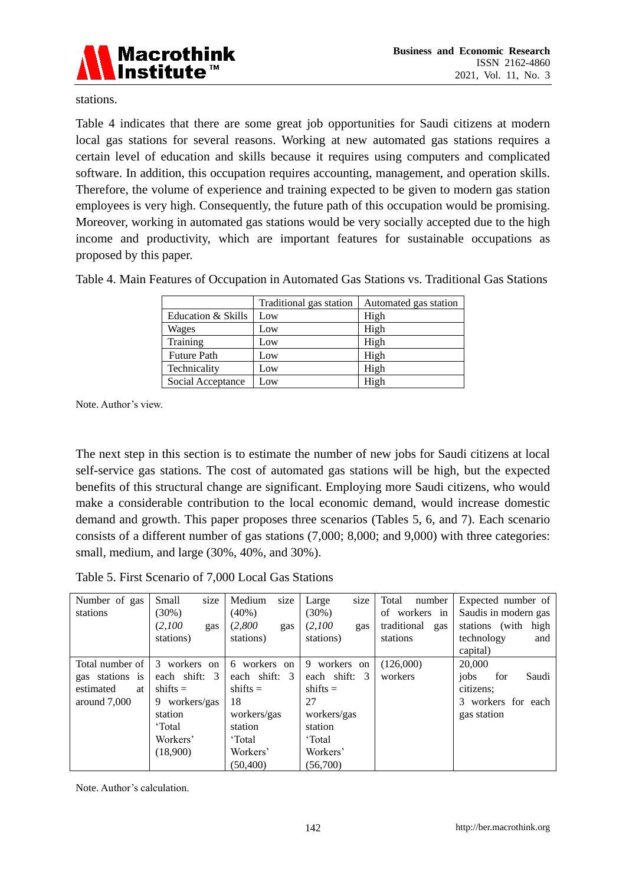stations.

Table 4 indicates that there are some great job opportunities for Saudi citizens at modern local gas stations for several reasons. Working at new automated gas stations requires a certain level of education and skills because it requires using computers and complicated software. In addition, this occupation requires accounting, management, and operation skills. Therefore, the volume of experience and training expected to be given to modern gas station employees is very high. Consequently, the future path of this occupation would be promising. Moreover, working in automated gas stations would be very socially accepted due to the high income and productivity, which are important features for sustainable occupations as proposed by this paper.

Table 4. Main Features of Occupation in Automated Gas Stations vs. Traditional Gas Stations

| | Traditional gas station | Automated gas station |
|---|---|---|
| Education & Skills | Low | High |
| Wages | Low | High |
| Training | Low | High |
| Future Path | Low | High |
| Technicality | Low | High |
| Social Acceptance | Low | High |

Note. Author's view.

The next step in this section is to estimate the number of new jobs for Saudi citizens at local self-service gas stations. The cost of automated gas stations will be high, but the expected benefits of this structural change are significant. Employing more Saudi citizens, who would make a considerable contribution to the local economic demand, would increase domestic demand and growth. This paper proposes three scenarios (Tables 5, 6, and 7). Each scenario consists of a different number of gas stations (7,000; 8,000; and 9,000) with three categories: small, medium, and large (30%, 40%, and 30%).

Table 5. First Scenario of 7,000 Local Gas Stations

| Number of gas stations | Small size (30%) (*2,100* gas stations) | Medium size (40%) (*2,800* gas stations) | Large size (30%) (*2,100* gas stations) | Total number of workers in traditional gas stations | Expected number of Saudis in modern gas stations (with high technology and capital) |
|---|---|---|---|---|---|
| Total number of gas stations is estimated at around 7,000 | 3 workers on each shift: 3 shifts = 9 workers/gas station 'Total Workers' (18,900) | 6 workers on each shift: 3 shifts = 18 workers/gas station 'Total Workers' (50,400) | 9 workers on each shift: 3 shifts = 27 workers/gas station 'Total Workers' (56,700) | (126,000) workers | 20,000 jobs for Saudi citizens; 3 workers for each gas station |

Note. Author's calculation.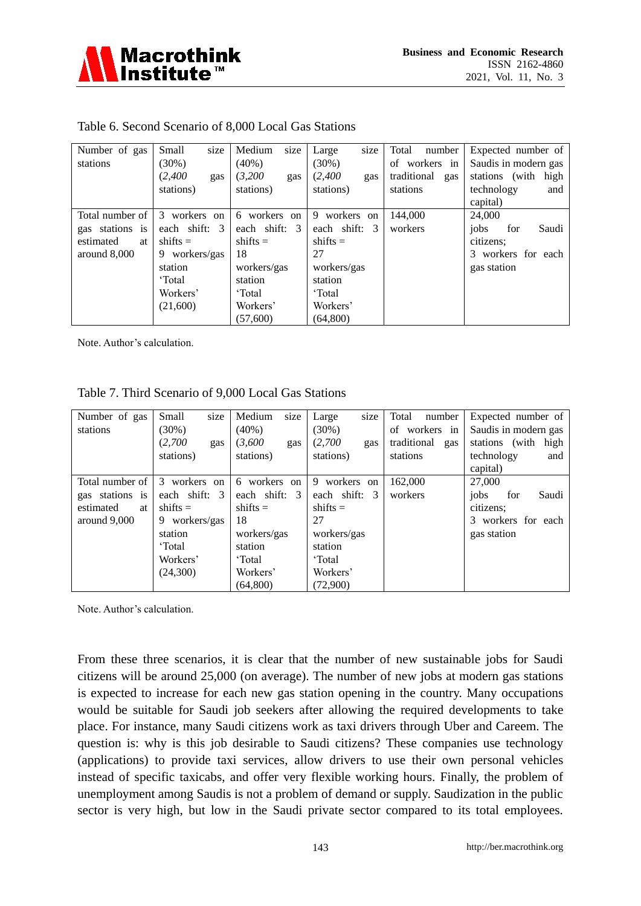Table 6. Second Scenario of 8,000 Local Gas Stations

| Number of gas stations | Small size (30%) (*2,400* gas stations) | Medium size (40%) (*3,200* gas stations) | Large size (30%) (*2,400* gas stations) | Total number of workers in traditional gas stations | Expected number of Saudis in modern gas stations (with high technology and capital) |
|---|---|---|---|---|---|
| Total number of gas stations is estimated at around 8,000 | 3 workers on each shift: 3 shifts = 9 workers/gas station 'Total Workers' (21,600) | 6 workers on each shift: 3 shifts = 18 workers/gas station 'Total Workers' (57,600) | 9 workers on each shift: 3 shifts = 27 workers/gas station 'Total Workers' (64,800) | 144,000 workers | 24,000 jobs for Saudi citizens; 3 workers for each gas station |

Note. Author's calculation.

Table 7. Third Scenario of 9,000 Local Gas Stations

| Number of gas stations | Small size (30%) (*2,700* gas stations) | Medium size (40%) (*3,600* gas stations) | Large size (30%) (*2,700* gas stations) | Total number of workers in traditional gas stations | Expected number of Saudis in modern gas stations (with high technology and capital) |
|---|---|---|---|---|---|
| Total number of gas stations is estimated at around 9,000 | 3 workers on each shift: 3 shifts = 9 workers/gas station 'Total Workers' (24,300) | 6 workers on each shift: 3 shifts = 18 workers/gas station 'Total Workers' (64,800) | 9 workers on each shift: 3 shifts = 27 workers/gas station 'Total Workers' (72,900) | 162,000 workers | 27,000 jobs for Saudi citizens; 3 workers for each gas station |

Note. Author's calculation.

From these three scenarios, it is clear that the number of new sustainable jobs for Saudi citizens will be around 25,000 (on average). The number of new jobs at modern gas stations is expected to increase for each new gas station opening in the country. Many occupations would be suitable for Saudi job seekers after allowing the required developments to take place. For instance, many Saudi citizens work as taxi drivers through Uber and Careem. The question is: why is this job desirable to Saudi citizens? These companies use technology (applications) to provide taxi services, allow drivers to use their own personal vehicles instead of specific taxicabs, and offer very flexible working hours. Finally, the problem of unemployment among Saudis is not a problem of demand or supply. Saudization in the public sector is very high, but low in the Saudi private sector compared to its total employees.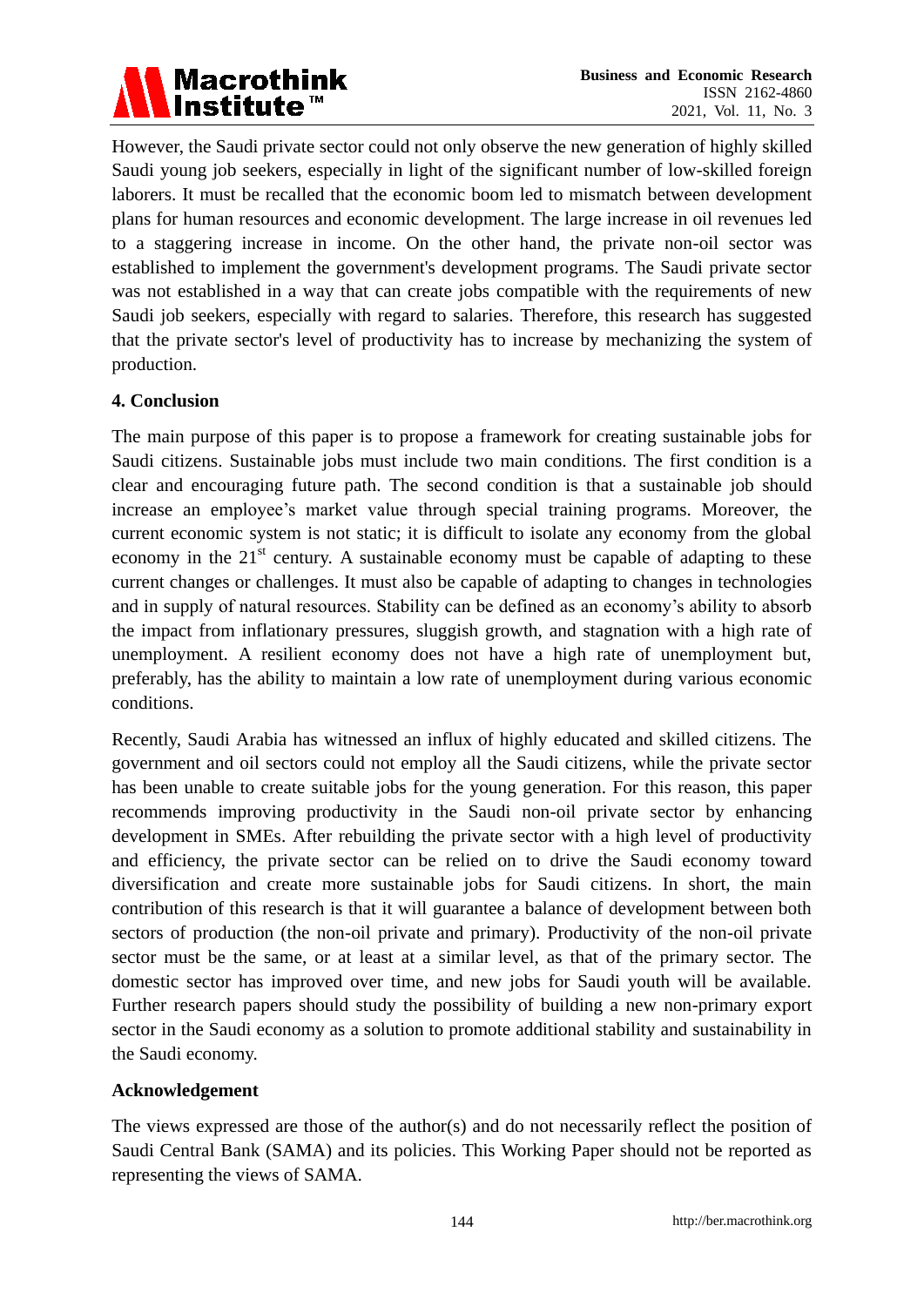However, the Saudi private sector could not only observe the new generation of highly skilled Saudi young job seekers, especially in light of the significant number of low-skilled foreign laborers. It must be recalled that the economic boom led to mismatch between development plans for human resources and economic development. The large increase in oil revenues led to a staggering increase in income. On the other hand, the private non-oil sector was established to implement the government's development programs. The Saudi private sector was not established in a way that can create jobs compatible with the requirements of new Saudi job seekers, especially with regard to salaries. Therefore, this research has suggested that the private sector's level of productivity has to increase by mechanizing the system of production.

## 4. Conclusion

The main purpose of this paper is to propose a framework for creating sustainable jobs for Saudi citizens. Sustainable jobs must include two main conditions. The first condition is a clear and encouraging future path. The second condition is that a sustainable job should increase an employee's market value through special training programs. Moreover, the current economic system is not static; it is difficult to isolate any economy from the global economy in the 21st century. A sustainable economy must be capable of adapting to these current changes or challenges. It must also be capable of adapting to changes in technologies and in supply of natural resources. Stability can be defined as an economy's ability to absorb the impact from inflationary pressures, sluggish growth, and stagnation with a high rate of unemployment. A resilient economy does not have a high rate of unemployment but, preferably, has the ability to maintain a low rate of unemployment during various economic conditions.

Recently, Saudi Arabia has witnessed an influx of highly educated and skilled citizens. The government and oil sectors could not employ all the Saudi citizens, while the private sector has been unable to create suitable jobs for the young generation. For this reason, this paper recommends improving productivity in the Saudi non-oil private sector by enhancing development in SMEs. After rebuilding the private sector with a high level of productivity and efficiency, the private sector can be relied on to drive the Saudi economy toward diversification and create more sustainable jobs for Saudi citizens. In short, the main contribution of this research is that it will guarantee a balance of development between both sectors of production (the non-oil private and primary). Productivity of the non-oil private sector must be the same, or at least at a similar level, as that of the primary sector. The domestic sector has improved over time, and new jobs for Saudi youth will be available. Further research papers should study the possibility of building a new non-primary export sector in the Saudi economy as a solution to promote additional stability and sustainability in the Saudi economy.

## Acknowledgement

The views expressed are those of the author(s) and do not necessarily reflect the position of Saudi Central Bank (SAMA) and its policies. This Working Paper should not be reported as representing the views of SAMA.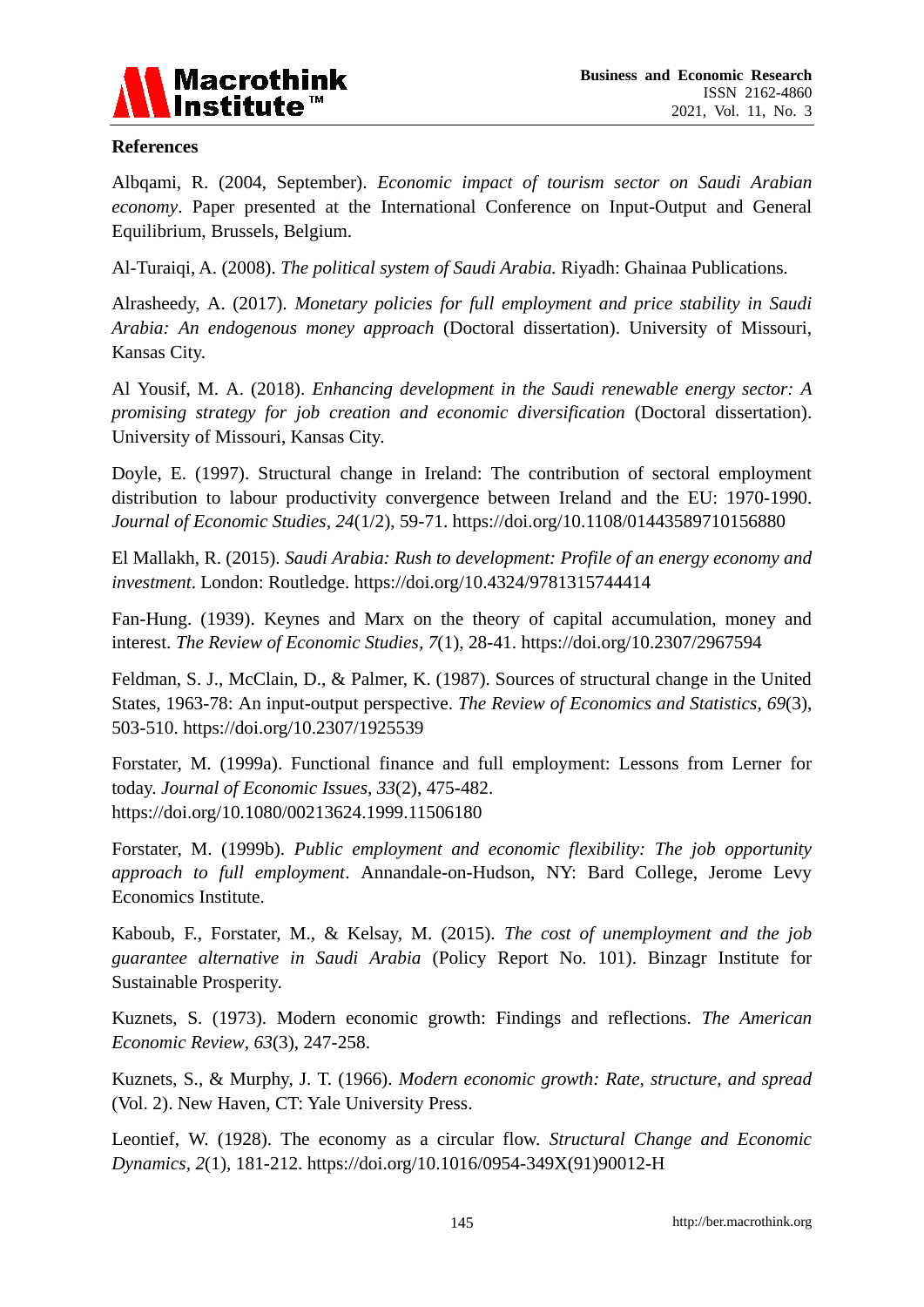## References

Albqami, R. (2004, September). *Economic impact of tourism sector on Saudi Arabian economy*. Paper presented at the International Conference on Input-Output and General Equilibrium, Brussels, Belgium.

Al-Turaiqi, A. (2008). *The political system of Saudi Arabia.* Riyadh: Ghainaa Publications.

Alrasheedy, A. (2017). *Monetary policies for full employment and price stability in Saudi Arabia: An endogenous money approach* (Doctoral dissertation). University of Missouri, Kansas City.

Al Yousif, M. A. (2018). *Enhancing development in the Saudi renewable energy sector: A promising strategy for job creation and economic diversification* (Doctoral dissertation). University of Missouri, Kansas City.

Doyle, E. (1997). Structural change in Ireland: The contribution of sectoral employment distribution to labour productivity convergence between Ireland and the EU: 1970-1990. *Journal of Economic Studies, 24*(1/2), 59-71. https://doi.org/10.1108/01443589710156880

El Mallakh, R. (2015). *Saudi Arabia: Rush to development: Profile of an energy economy and investment*. London: Routledge. https://doi.org/10.4324/9781315744414

Fan-Hung. (1939). Keynes and Marx on the theory of capital accumulation, money and interest. *The Review of Economic Studies, 7*(1), 28-41. https://doi.org/10.2307/2967594

Feldman, S. J., McClain, D., & Palmer, K. (1987). Sources of structural change in the United States, 1963-78: An input-output perspective. *The Review of Economics and Statistics, 69*(3), 503-510. https://doi.org/10.2307/1925539

Forstater, M. (1999a). Functional finance and full employment: Lessons from Lerner for today. *Journal of Economic Issues, 33*(2), 475-482. https://doi.org/10.1080/00213624.1999.11506180

Forstater, M. (1999b). *Public employment and economic flexibility: The job opportunity approach to full employment*. Annandale-on-Hudson, NY: Bard College, Jerome Levy Economics Institute.

Kaboub, F., Forstater, M., & Kelsay, M. (2015). *The cost of unemployment and the job guarantee alternative in Saudi Arabia* (Policy Report No. 101). Binzagr Institute for Sustainable Prosperity.

Kuznets, S. (1973). Modern economic growth: Findings and reflections. *The American Economic Review, 63*(3), 247-258.

Kuznets, S., & Murphy, J. T. (1966). *Modern economic growth: Rate, structure, and spread* (Vol. 2). New Haven, CT: Yale University Press.

Leontief, W. (1928). The economy as a circular flow. *Structural Change and Economic Dynamics, 2*(1), 181-212. https://doi.org/10.1016/0954-349X(91)90012-H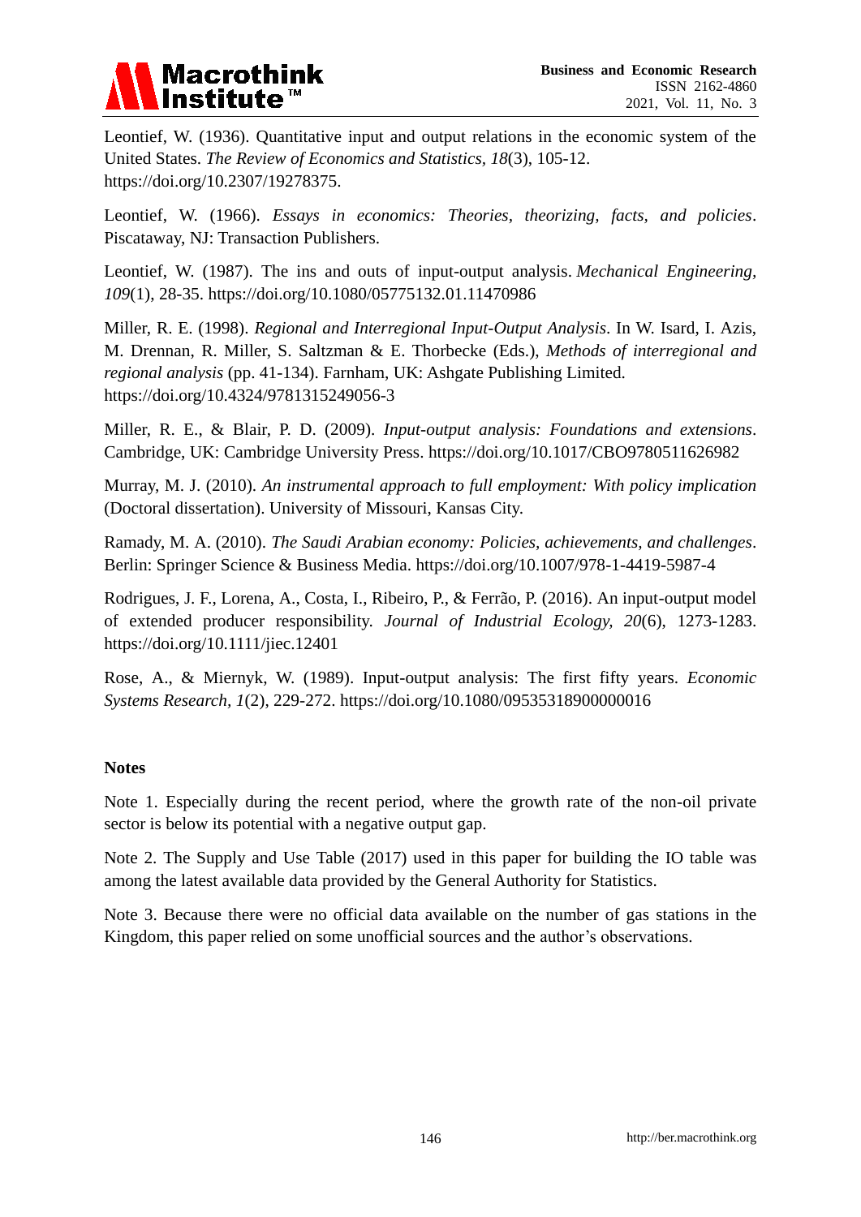Leontief, W. (1936). Quantitative input and output relations in the economic system of the United States. *The Review of Economics and Statistics, 18*(3), 105-12. https://doi.org/10.2307/19278375.

Leontief, W. (1966). *Essays in economics: Theories, theorizing, facts, and policies*. Piscataway, NJ: Transaction Publishers.

Leontief, W. (1987). The ins and outs of input-output analysis. *Mechanical Engineering, 109*(1), 28-35. https://doi.org/10.1080/05775132.01.11470986

Miller, R. E. (1998). *Regional and Interregional Input-Output Analysis*. In W. Isard, I. Azis, M. Drennan, R. Miller, S. Saltzman & E. Thorbecke (Eds.), *Methods of interregional and regional analysis* (pp. 41-134). Farnham, UK: Ashgate Publishing Limited. https://doi.org/10.4324/9781315249056-3

Miller, R. E., & Blair, P. D. (2009). *Input-output analysis: Foundations and extensions*. Cambridge, UK: Cambridge University Press. https://doi.org/10.1017/CBO9780511626982

Murray, M. J. (2010). *An instrumental approach to full employment: With policy implication* (Doctoral dissertation). University of Missouri, Kansas City.

Ramady, M. A. (2010). *The Saudi Arabian economy: Policies, achievements, and challenges*. Berlin: Springer Science & Business Media. https://doi.org/10.1007/978-1-4419-5987-4

Rodrigues, J. F., Lorena, A., Costa, I., Ribeiro, P., & Ferrão, P. (2016). An input-output model of extended producer responsibility. *Journal of Industrial Ecology, 20*(6), 1273-1283. https://doi.org/10.1111/jiec.12401

Rose, A., & Miernyk, W. (1989). Input-output analysis: The first fifty years. *Economic Systems Research, 1*(2), 229-272. https://doi.org/10.1080/09535318900000016

## Notes

Note 1. Especially during the recent period, where the growth rate of the non-oil private sector is below its potential with a negative output gap.

Note 2. The Supply and Use Table (2017) used in this paper for building the IO table was among the latest available data provided by the General Authority for Statistics.

Note 3. Because there were no official data available on the number of gas stations in the Kingdom, this paper relied on some unofficial sources and the author's observations.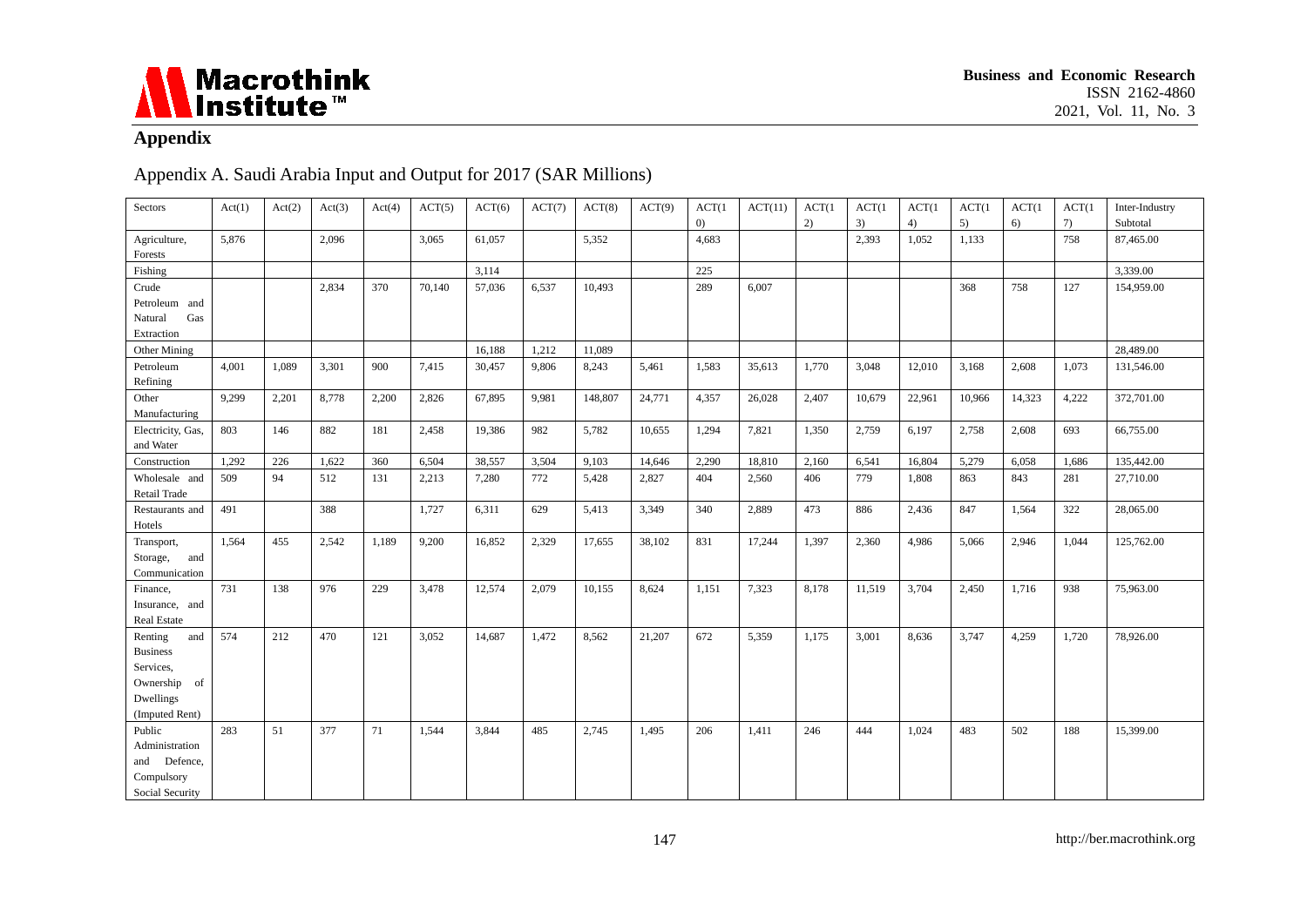## Appendix

### Appendix A. Saudi Arabia Input and Output for 2017 (SAR Millions)

| Sectors | Act(1) | Act(2) | Act(3) | Act(4) | ACT(5) | ACT(6) | ACT(7) | ACT(8) | ACT(9) | ACT(10) | ACT(11) | ACT(12) | ACT(13) | ACT(14) | ACT(15) | ACT(16) | ACT(17) | Inter-Industry Subtotal |
|---|---|---|---|---|---|---|---|---|---|---|---|---|---|---|---|---|---|---|
| Agriculture, Forests | 5,876 | | 2,096 | | 3,065 | 61,057 | | 5,352 | | 4,683 | | | 2,393 | 1,052 | 1,133 | | 758 | 87,465.00 |
| Fishing | | | | | | 3,114 | | | | 225 | | | | | | | | 3,339.00 |
| Crude Petroleum and Natural Gas Extraction | | | 2,834 | 370 | 70,140 | 57,036 | 6,537 | 10,493 | | 289 | 6,007 | | | | 368 | 758 | 127 | 154,959.00 |
| Other Mining | | | | | | 16,188 | 1,212 | 11,089 | | | | | | | | | | 28,489.00 |
| Petroleum Refining | 4,001 | 1,089 | 3,301 | 900 | 7,415 | 30,457 | 9,806 | 8,243 | 5,461 | 1,583 | 35,613 | 1,770 | 3,048 | 12,010 | 3,168 | 2,608 | 1,073 | 131,546.00 |
| Other Manufacturing | 9,299 | 2,201 | 8,778 | 2,200 | 2,826 | 67,895 | 9,981 | 148,807 | 24,771 | 4,357 | 26,028 | 2,407 | 10,679 | 22,961 | 10,966 | 14,323 | 4,222 | 372,701.00 |
| Electricity, Gas, and Water | 803 | 146 | 882 | 181 | 2,458 | 19,386 | 982 | 5,782 | 10,655 | 1,294 | 7,821 | 1,350 | 2,759 | 6,197 | 2,758 | 2,608 | 693 | 66,755.00 |
| Construction | 1,292 | 226 | 1,622 | 360 | 6,504 | 38,557 | 3,504 | 9,103 | 14,646 | 2,290 | 18,810 | 2,160 | 6,541 | 16,804 | 5,279 | 6,058 | 1,686 | 135,442.00 |
| Wholesale and Retail Trade | 509 | 94 | 512 | 131 | 2,213 | 7,280 | 772 | 5,428 | 2,827 | 404 | 2,560 | 406 | 779 | 1,808 | 863 | 843 | 281 | 27,710.00 |
| Restaurants and Hotels | 491 | | 388 | | 1,727 | 6,311 | 629 | 5,413 | 3,349 | 340 | 2,889 | 473 | 886 | 2,436 | 847 | 1,564 | 322 | 28,065.00 |
| Transport, Storage, and Communication | 1,564 | 455 | 2,542 | 1,189 | 9,200 | 16,852 | 2,329 | 17,655 | 38,102 | 831 | 17,244 | 1,397 | 2,360 | 4,986 | 5,066 | 2,946 | 1,044 | 125,762.00 |
| Finance, Insurance, and Real Estate | 731 | 138 | 976 | 229 | 3,478 | 12,574 | 2,079 | 10,155 | 8,624 | 1,151 | 7,323 | 8,178 | 11,519 | 3,704 | 2,450 | 1,716 | 938 | 75,963.00 |
| Renting and Business Services, Ownership of Dwellings (Imputed Rent) | 574 | 212 | 470 | 121 | 3,052 | 14,687 | 1,472 | 8,562 | 21,207 | 672 | 5,359 | 1,175 | 3,001 | 8,636 | 3,747 | 4,259 | 1,720 | 78,926.00 |
| Public Administration and Defence, Compulsory Social Security | 283 | 51 | 377 | 71 | 1,544 | 3,844 | 485 | 2,745 | 1,495 | 206 | 1,411 | 246 | 444 | 1,024 | 483 | 502 | 188 | 15,399.00 |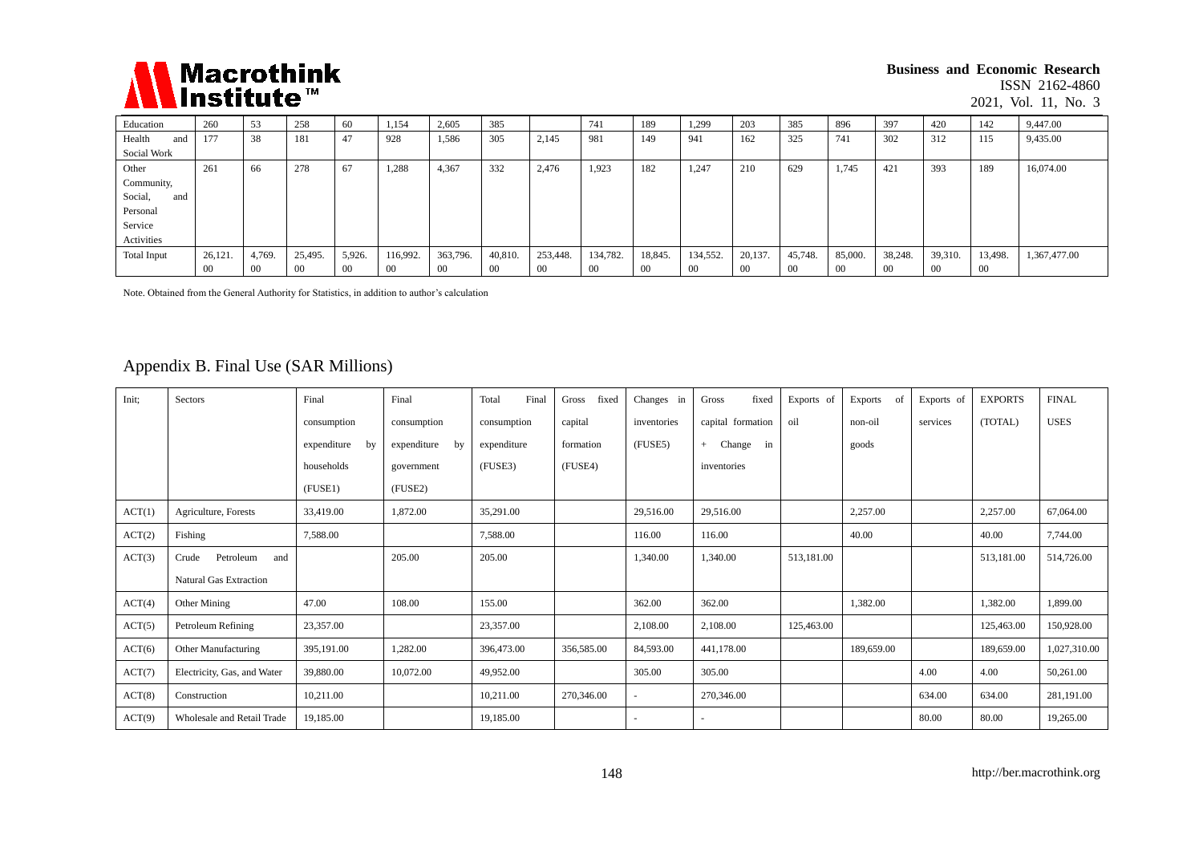| | | | | | | | | | | | | | | | | | | |
|---|---|---|---|---|---|---|---|---|---|---|---|---|---|---|---|---|---|---|
| Education | 260 | 53 | 258 | 60 | 1,154 | 2,605 | 385 | | 741 | 189 | 1,299 | 203 | 385 | 896 | 397 | 420 | 142 | 9,447.00 |
| Health and Social Work | 177 | 38 | 181 | 47 | 928 | 1,586 | 305 | 2,145 | 981 | 149 | 941 | 162 | 325 | 741 | 302 | 312 | 115 | 9,435.00 |
| Other Community, Social, and Personal Service Activities | 261 | 66 | 278 | 67 | 1,288 | 4,367 | 332 | 2,476 | 1,923 | 182 | 1,247 | 210 | 629 | 1,745 | 421 | 393 | 189 | 16,074.00 |
| Total Input | 26,121.00 | 4,769.00 | 25,495.00 | 5,926.00 | 116,992.00 | 363,796.00 | 40,810.00 | 253,448.00 | 134,782.00 | 18,845.00 | 134,552.00 | 20,137.00 | 45,748.00 | 85,000.00 | 38,248.00 | 39,310.00 | 13,498.00 | 1,367,477.00 |

Note. Obtained from the General Authority for Statistics, in addition to author's calculation

## Appendix B. Final Use (SAR Millions)

| Init; | Sectors | Final consumption expenditure by households (FUSE1) | Final consumption expenditure by government (FUSE2) | Total Final consumption expenditure (FUSE3) | Gross fixed capital formation (FUSE4) | Changes in inventories (FUSE5) | Gross fixed capital formation + Change in inventories | Exports of oil | Exports of non-oil goods | Exports of services | EXPORTS (TOTAL) | FINAL USES |
|---|---|---|---|---|---|---|---|---|---|---|---|---|
| ACT(1) | Agriculture, Forests | 33,419.00 | 1,872.00 | 35,291.00 | | 29,516.00 | 29,516.00 | | 2,257.00 | | 2,257.00 | 67,064.00 |
| ACT(2) | Fishing | 7,588.00 | | 7,588.00 | | 116.00 | 116.00 | | 40.00 | | 40.00 | 7,744.00 |
| ACT(3) | Crude Petroleum and Natural Gas Extraction | | 205.00 | 205.00 | | 1,340.00 | 1,340.00 | 513,181.00 | | | 513,181.00 | 514,726.00 |
| ACT(4) | Other Mining | 47.00 | 108.00 | 155.00 | | 362.00 | 362.00 | | 1,382.00 | | 1,382.00 | 1,899.00 |
| ACT(5) | Petroleum Refining | 23,357.00 | | 23,357.00 | | 2,108.00 | 2,108.00 | 125,463.00 | | | 125,463.00 | 150,928.00 |
| ACT(6) | Other Manufacturing | 395,191.00 | 1,282.00 | 396,473.00 | 356,585.00 | 84,593.00 | 441,178.00 | | 189,659.00 | | 189,659.00 | 1,027,310.00 |
| ACT(7) | Electricity, Gas, and Water | 39,880.00 | 10,072.00 | 49,952.00 | | 305.00 | 305.00 | | | 4.00 | 4.00 | 50,261.00 |
| ACT(8) | Construction | 10,211.00 | | 10,211.00 | 270,346.00 | - | 270,346.00 | | | 634.00 | 634.00 | 281,191.00 |
| ACT(9) | Wholesale and Retail Trade | 19,185.00 | | 19,185.00 | | - | - | | | 80.00 | 80.00 | 19,265.00 |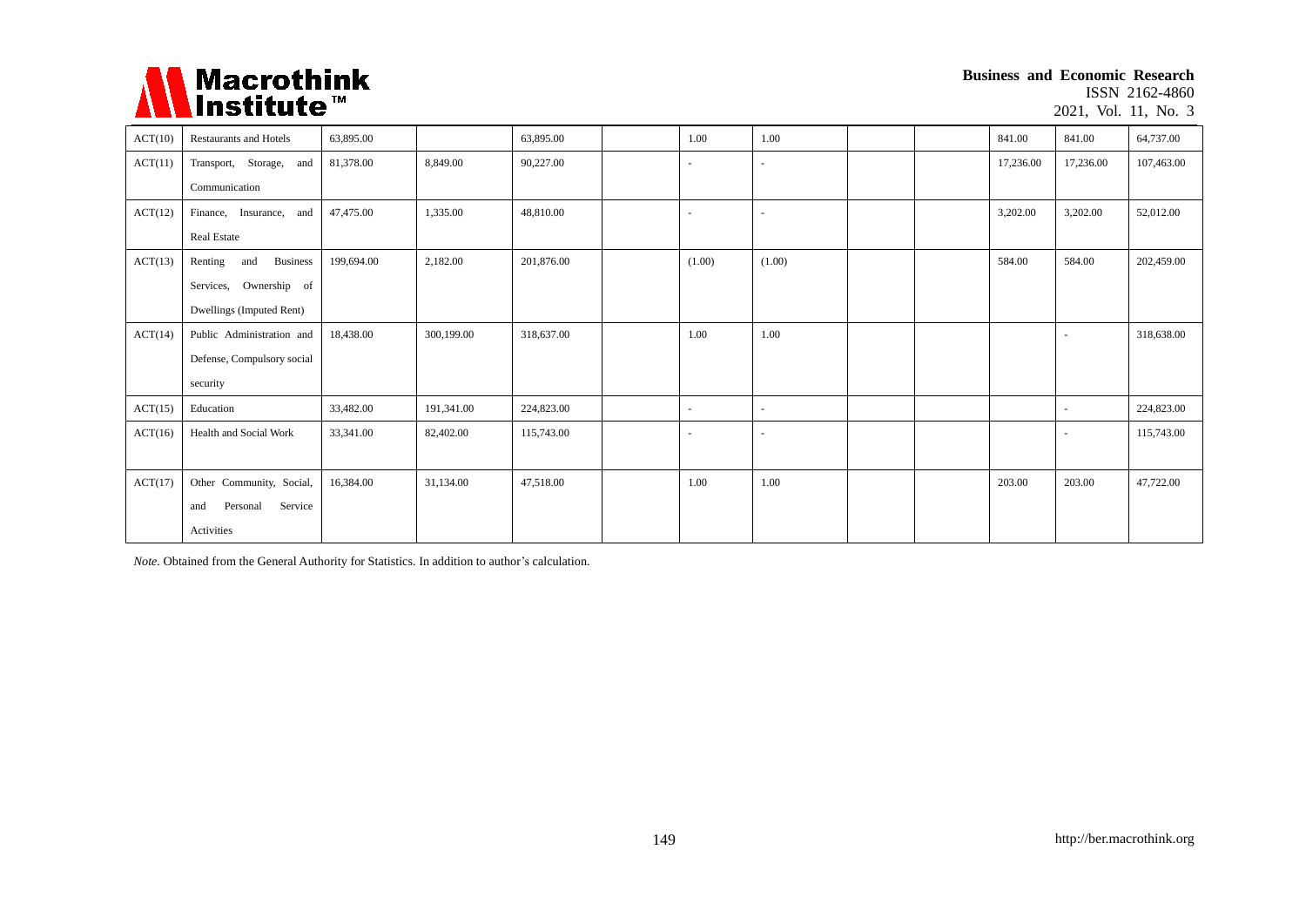| ACT(10) | Restaurants and Hotels | 63,895.00 | | 63,895.00 | | 1.00 | 1.00 | | | 841.00 | 841.00 | 64,737.00 |
|---|---|---|---|---|---|---|---|---|---|---|---|---|
| ACT(11) | Transport, Storage, and Communication | 81,378.00 | 8,849.00 | 90,227.00 | | - | - | | | 17,236.00 | 17,236.00 | 107,463.00 |
| ACT(12) | Finance, Insurance, and Real Estate | 47,475.00 | 1,335.00 | 48,810.00 | | - | - | | | 3,202.00 | 3,202.00 | 52,012.00 |
| ACT(13) | Renting and Business Services, Ownership of Dwellings (Imputed Rent) | 199,694.00 | 2,182.00 | 201,876.00 | | (1.00) | (1.00) | | | 584.00 | 584.00 | 202,459.00 |
| ACT(14) | Public Administration and Defense, Compulsory social security | 18,438.00 | 300,199.00 | 318,637.00 | | 1.00 | 1.00 | | | | - | 318,638.00 |
| ACT(15) | Education | 33,482.00 | 191,341.00 | 224,823.00 | | - | - | | | | - | 224,823.00 |
| ACT(16) | Health and Social Work | 33,341.00 | 82,402.00 | 115,743.00 | | - | - | | | | - | 115,743.00 |
| ACT(17) | Other Community, Social, and Personal Service Activities | 16,384.00 | 31,134.00 | 47,518.00 | | 1.00 | 1.00 | | | 203.00 | 203.00 | 47,722.00 |

*Note.* Obtained from the General Authority for Statistics. In addition to author's calculation.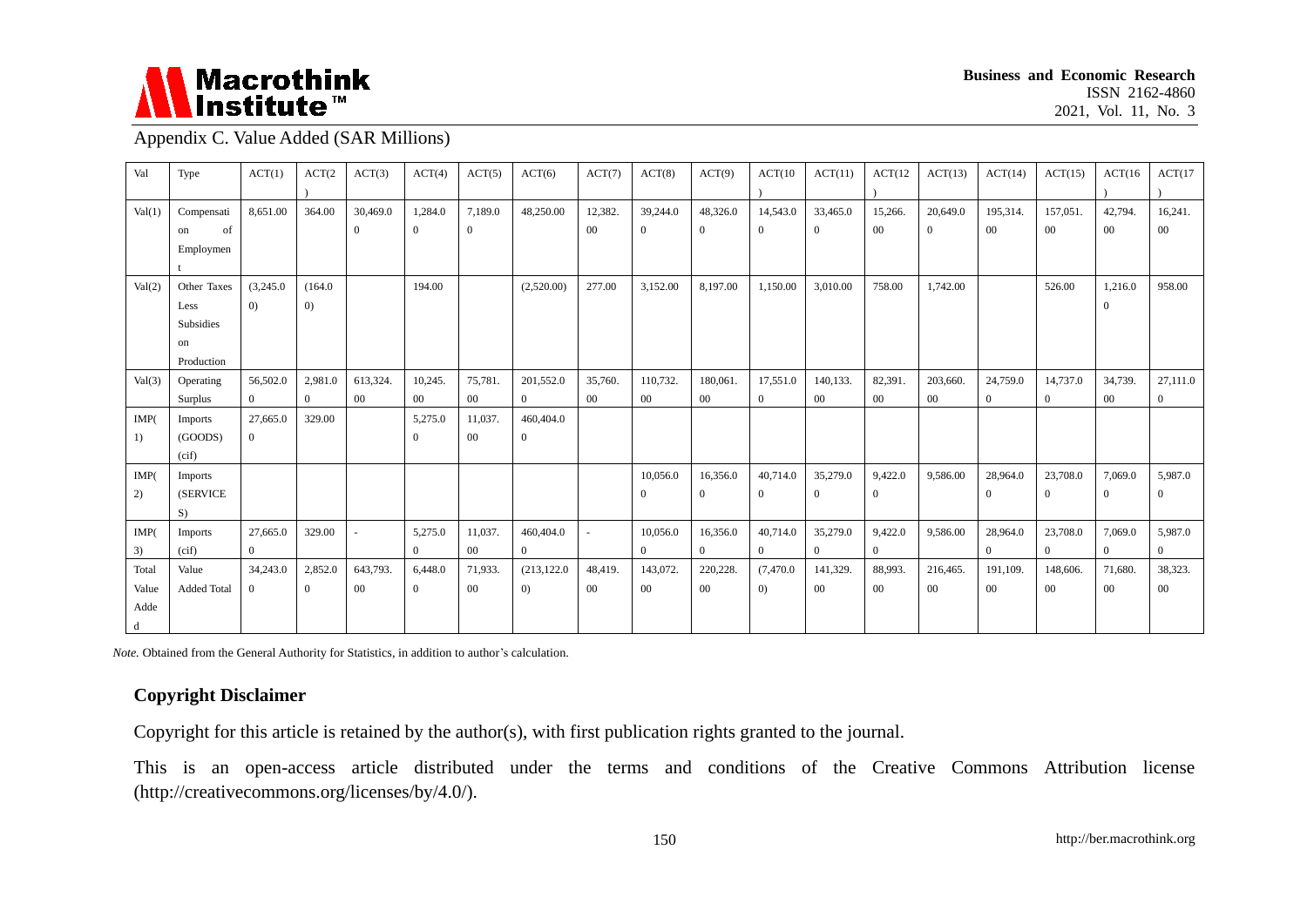Appendix C. Value Added (SAR Millions)

| Val | Type | ACT(1) | ACT(2) | ACT(3) | ACT(4) | ACT(5) | ACT(6) | ACT(7) | ACT(8) | ACT(9) | ACT(10) | ACT(11) | ACT(12) | ACT(13) | ACT(14) | ACT(15) | ACT(16) | ACT(17) |
|---|---|---|---|---|---|---|---|---|---|---|---|---|---|---|---|---|---|---|
| Val(1) | Compensation of Employment | 8,651.00 | 364.00 | 30,469.00 | 1,284.00 | 7,189.00 | 48,250.00 | 12,382.00 | 39,244.00 | 48,326.00 | 14,543.00 | 33,465.00 | 15,266.00 | 20,649.00 | 195,314.00 | 157,051.00 | 42,794.00 | 16,241.00 |
| Val(2) | Other Taxes Less Subsidies on Production | (3,245.00) | (164.00) | | 194.00 | | (2,520.00) | 277.00 | 3,152.00 | 8,197.00 | 1,150.00 | 3,010.00 | 758.00 | 1,742.00 | | 526.00 | 1,216.00 | 958.00 |
| Val(3) | Operating Surplus | 56,502.00 | 2,981.00 | 613,324.00 | 10,245.00 | 75,781.00 | 201,552.00 | 35,760.00 | 110,732.00 | 180,061.00 | 17,551.00 | 140,133.00 | 82,391.00 | 203,660.00 | 24,759.00 | 14,737.00 | 34,739.00 | 27,111.00 |
| IMP(1) | Imports (GOODS) (cif) | 27,665.00 | 329.00 | | 5,275.00 | 11,037.00 | 460,404.00 | | | | | | | | | | | |
| IMP(2) | Imports (SERVICES) | | | | | | | | 10,056.00 | 16,356.00 | 40,714.00 | 35,279.00 | 9,422.00 | 9,586.00 | 28,964.00 | 23,708.00 | 7,069.00 | 5,987.00 |
| IMP(3) | Imports (cif) | 27,665.00 | 329.00 | - | 5,275.00 | 11,037.00 | 460,404.00 | - | 10,056.00 | 16,356.00 | 40,714.00 | 35,279.00 | 9,422.00 | 9,586.00 | 28,964.00 | 23,708.00 | 7,069.00 | 5,987.00 |
| Total Value Added | Value Added Total | 34,243.00 | 2,852.00 | 643,793.00 | 6,448.00 | 71,933.00 | (213,122.00) | 48,419.00 | 143,072.00 | 220,228.00 | (7,470.00) | 141,329.00 | 88,993.00 | 216,465.00 | 191,109.00 | 148,606.00 | 71,680.00 | 38,323.00 |

*Note.* Obtained from the General Authority for Statistics, in addition to author's calculation.

### Copyright Disclaimer

Copyright for this article is retained by the author(s), with first publication rights granted to the journal.

This is an open-access article distributed under the terms and conditions of the Creative Commons Attribution license (http://creativecommons.org/licenses/by/4.0/).